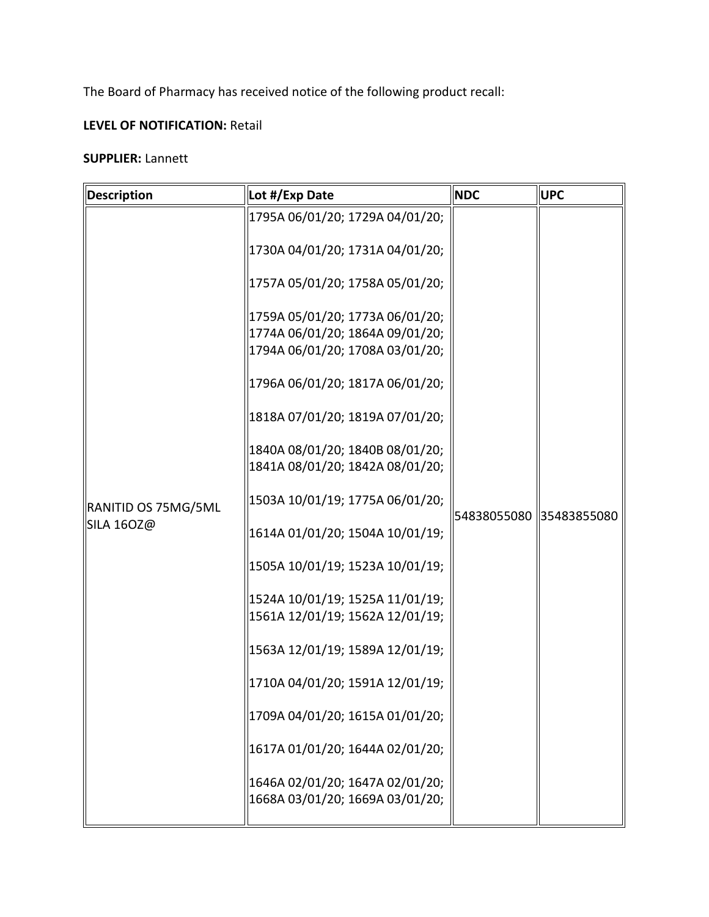The Board of Pharmacy has received notice of the following product recall:

**LEVEL OF NOTIFICATION:** Retail

**SUPPLIER:** Lannett

| Description | Lot #/Exp Date | NDC | UPC |
|---|---|---|---|
| RANITID OS 75MG/5ML SILA 16OZ@ | 1795A 06/01/20; 1729A 04/01/20; 1730A 04/01/20; 1731A 04/01/20; 1757A 05/01/20; 1758A 05/01/20; 1759A 05/01/20; 1773A 06/01/20; 1774A 06/01/20; 1864A 09/01/20; 1794A 06/01/20; 1708A 03/01/20; 1796A 06/01/20; 1817A 06/01/20; 1818A 07/01/20; 1819A 07/01/20; 1840A 08/01/20; 1840B 08/01/20; 1841A 08/01/20; 1842A 08/01/20; 1503A 10/01/19; 1775A 06/01/20; 1614A 01/01/20; 1504A 10/01/19; 1505A 10/01/19; 1523A 10/01/19; 1524A 10/01/19; 1525A 11/01/19; 1561A 12/01/19; 1562A 12/01/19; 1563A 12/01/19; 1589A 12/01/19; 1710A 04/01/20; 1591A 12/01/19; 1709A 04/01/20; 1615A 01/01/20; 1617A 01/01/20; 1644A 02/01/20; 1646A 02/01/20; 1647A 02/01/20; 1668A 03/01/20; 1669A 03/01/20; | 54838055080 | 35483855080 |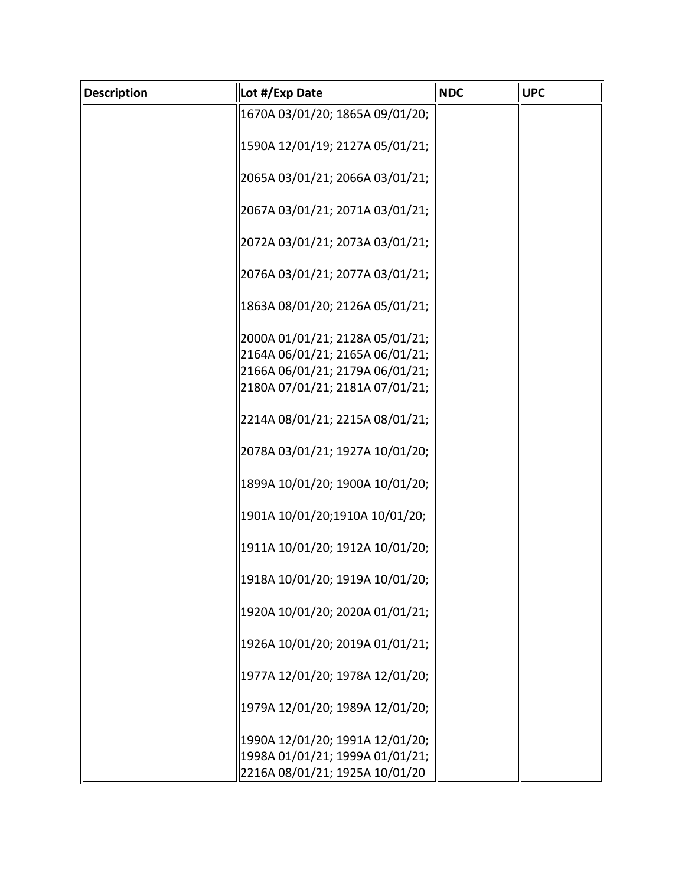| Description | Lot #/Exp Date | NDC | UPC |
| --- | --- | --- | --- |
| | 1670A 03/01/20; 1865A 09/01/20; 1590A 12/01/19; 2127A 05/01/21; 2065A 03/01/21; 2066A 03/01/21; 2067A 03/01/21; 2071A 03/01/21; 2072A 03/01/21; 2073A 03/01/21; 2076A 03/01/21; 2077A 03/01/21; 1863A 08/01/20; 2126A 05/01/21; 2000A 01/01/21; 2128A 05/01/21; 2164A 06/01/21; 2165A 06/01/21; 2166A 06/01/21; 2179A 06/01/21; 2180A 07/01/21; 2181A 07/01/21; 2214A 08/01/21; 2215A 08/01/21; 2078A 03/01/21; 1927A 10/01/20; 1899A 10/01/20; 1900A 10/01/20; 1901A 10/01/20;1910A 10/01/20; 1911A 10/01/20; 1912A 10/01/20; 1918A 10/01/20; 1919A 10/01/20; 1920A 10/01/20; 2020A 01/01/21; 1926A 10/01/20; 2019A 01/01/21; 1977A 12/01/20; 1978A 12/01/20; 1979A 12/01/20; 1989A 12/01/20; 1990A 12/01/20; 1991A 12/01/20; 1998A 01/01/21; 1999A 01/01/21; 2216A 08/01/21; 1925A 10/01/20 | | |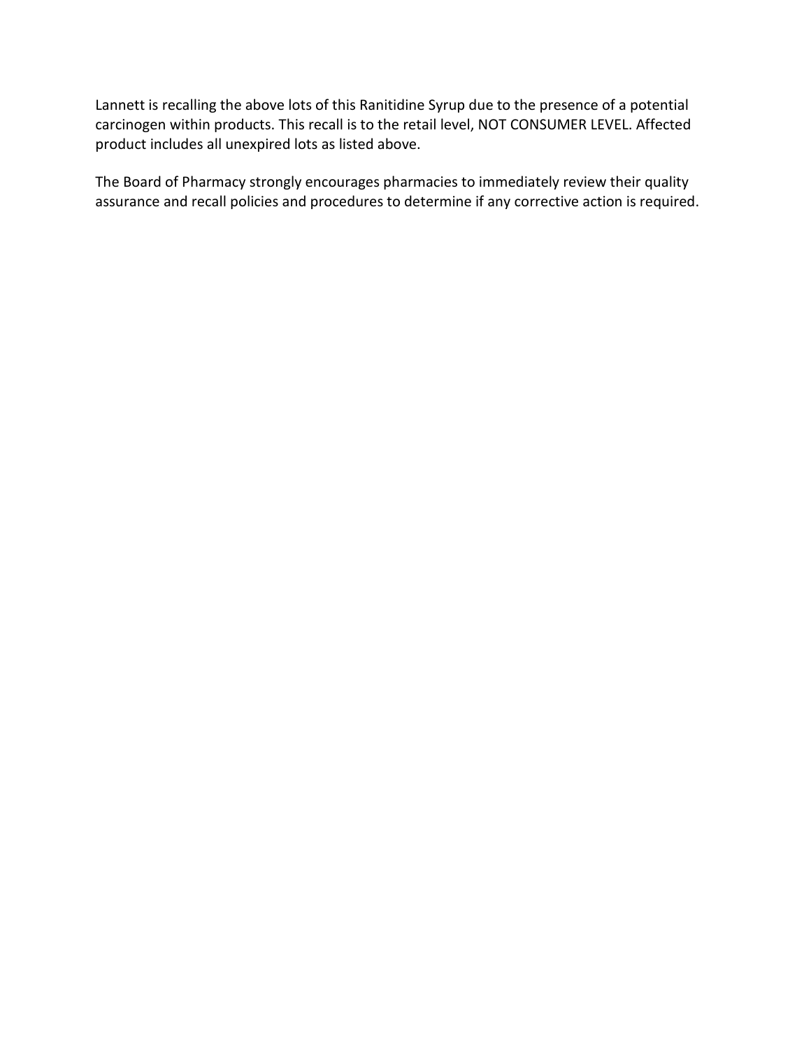Lannett is recalling the above lots of this Ranitidine Syrup due to the presence of a potential carcinogen within products. This recall is to the retail level, NOT CONSUMER LEVEL. Affected product includes all unexpired lots as listed above.

The Board of Pharmacy strongly encourages pharmacies to immediately review their quality assurance and recall policies and procedures to determine if any corrective action is required.